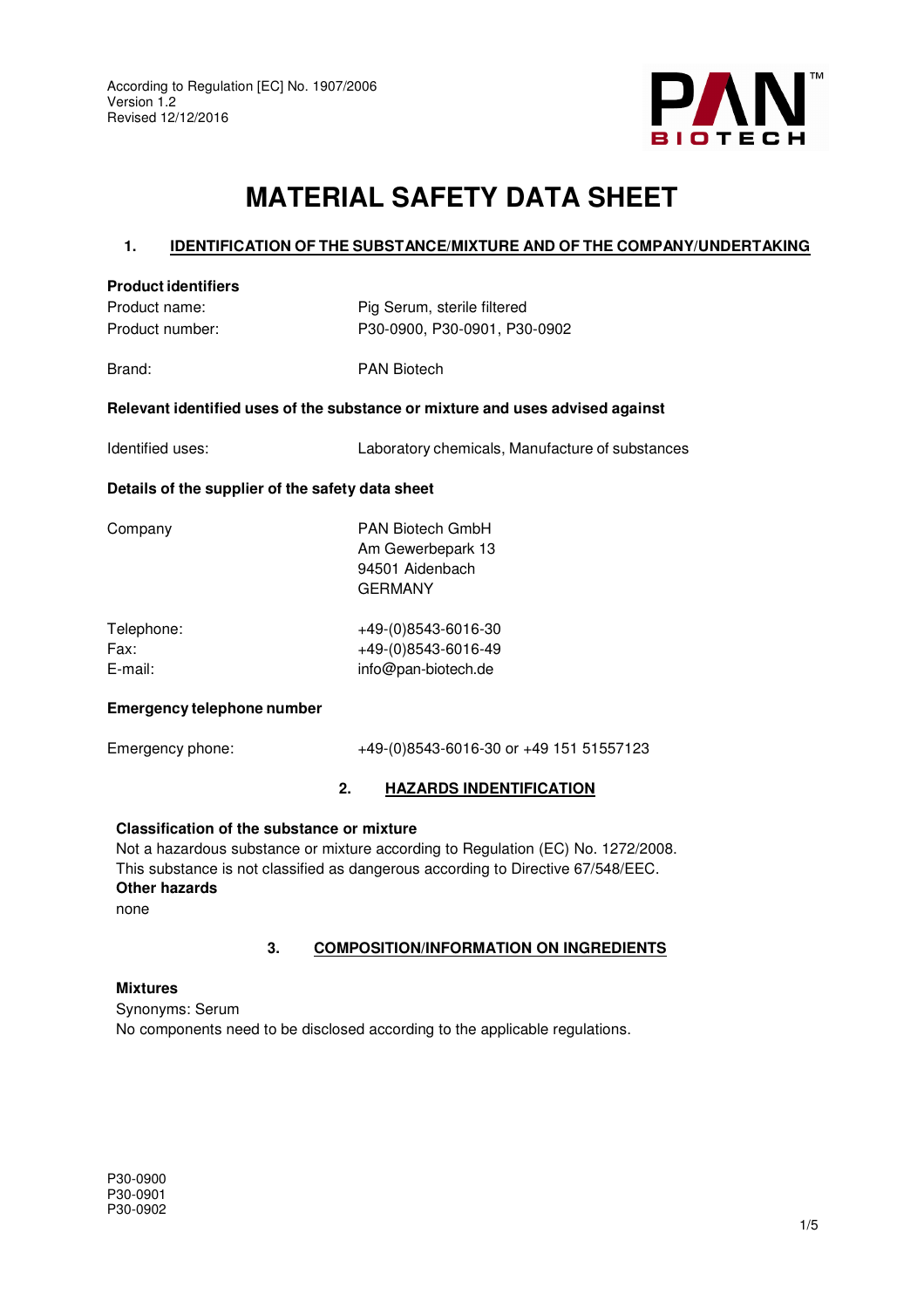According to Regulation [EC] No. 1907/2006
Version 1.2
Revised 12/12/2016

# MATERIAL SAFETY DATA SHEET

## 1. IDENTIFICATION OF THE SUBSTANCE/MIXTURE AND OF THE COMPANY/UNDERTAKING

**Product identifiers**

| | |
|---|---|
| Product name: | Pig Serum, sterile filtered |
| Product number: | P30-0900, P30-0901, P30-0902 |
| Brand: | PAN Biotech |

**Relevant identified uses of the substance or mixture and uses advised against**

| | |
|---|---|
| Identified uses: | Laboratory chemicals, Manufacture of substances |

**Details of the supplier of the safety data sheet**

| | |
|---|---|
| Company | PAN Biotech GmbH<br>Am Gewerbepark 13<br>94501 Aidenbach<br>GERMANY |
| Telephone: | +49-(0)8543-6016-30 |
| Fax: | +49-(0)8543-6016-49 |
| E-mail: | info@pan-biotech.de |

**Emergency telephone number**

| | |
|---|---|
| Emergency phone: | +49-(0)8543-6016-30 or +49 151 51557123 |

## 2. HAZARDS INDENTIFICATION

**Classification of the substance or mixture**

Not a hazardous substance or mixture according to Regulation (EC) No. 1272/2008.
This substance is not classified as dangerous according to Directive 67/548/EEC.

**Other hazards**

none

## 3. COMPOSITION/INFORMATION ON INGREDIENTS

**Mixtures**

Synonyms: Serum
No components need to be disclosed according to the applicable regulations.

P30-0900
P30-0901
P30-0902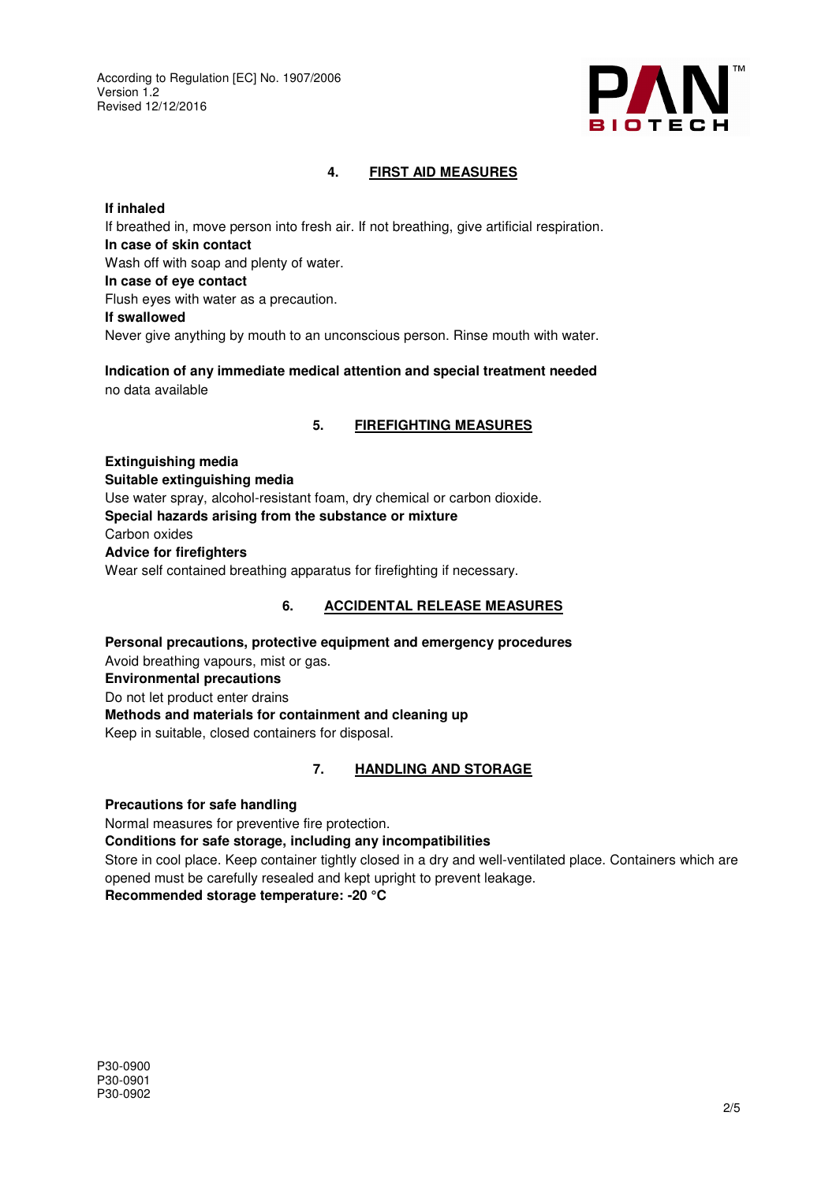## 4. FIRST AID MEASURES

**If inhaled**

If breathed in, move person into fresh air. If not breathing, give artificial respiration.

**In case of skin contact**

Wash off with soap and plenty of water.

**In case of eye contact**

Flush eyes with water as a precaution.

**If swallowed**

Never give anything by mouth to an unconscious person. Rinse mouth with water.

**Indication of any immediate medical attention and special treatment needed**

no data available

## 5. FIREFIGHTING MEASURES

**Extinguishing media**

**Suitable extinguishing media**

Use water spray, alcohol-resistant foam, dry chemical or carbon dioxide.

**Special hazards arising from the substance or mixture**

Carbon oxides

**Advice for firefighters**

Wear self contained breathing apparatus for firefighting if necessary.

## 6. ACCIDENTAL RELEASE MEASURES

**Personal precautions, protective equipment and emergency procedures**

Avoid breathing vapours, mist or gas.

**Environmental precautions**

Do not let product enter drains

**Methods and materials for containment and cleaning up**

Keep in suitable, closed containers for disposal.

## 7. HANDLING AND STORAGE

**Precautions for safe handling**

Normal measures for preventive fire protection.

**Conditions for safe storage, including any incompatibilities**

Store in cool place. Keep container tightly closed in a dry and well-ventilated place. Containers which are opened must be carefully resealed and kept upright to prevent leakage.

**Recommended storage temperature: -20 °C**

P30-0900
P30-0901
P30-0902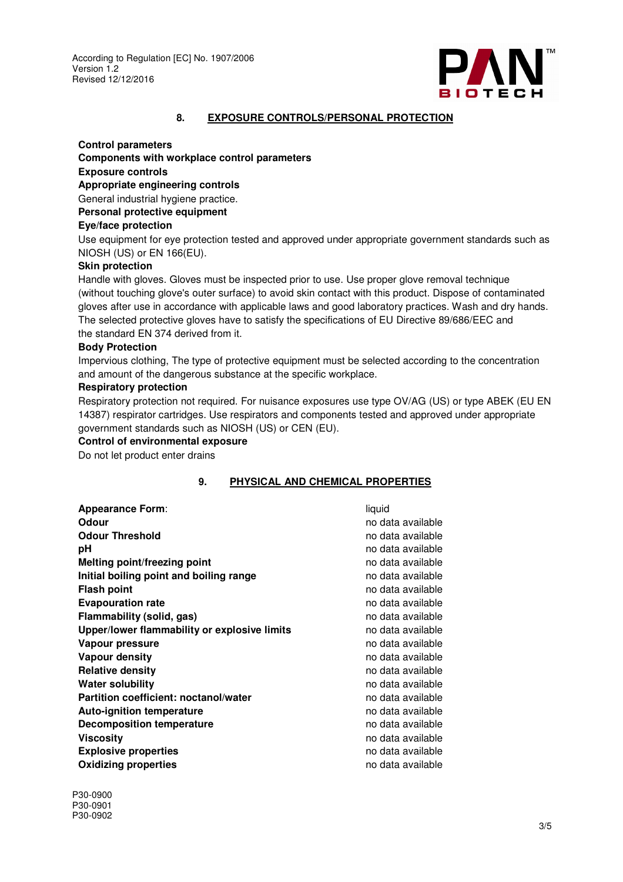## 8. EXPOSURE CONTROLS/PERSONAL PROTECTION

**Control parameters**

**Components with workplace control parameters**

**Exposure controls**

**Appropriate engineering controls**

General industrial hygiene practice.

**Personal protective equipment**

**Eye/face protection**

Use equipment for eye protection tested and approved under appropriate government standards such as NIOSH (US) or EN 166(EU).

**Skin protection**

Handle with gloves. Gloves must be inspected prior to use. Use proper glove removal technique (without touching glove's outer surface) to avoid skin contact with this product. Dispose of contaminated gloves after use in accordance with applicable laws and good laboratory practices. Wash and dry hands. The selected protective gloves have to satisfy the specifications of EU Directive 89/686/EEC and the standard EN 374 derived from it.

**Body Protection**

Impervious clothing, The type of protective equipment must be selected according to the concentration and amount of the dangerous substance at the specific workplace.

**Respiratory protection**

Respiratory protection not required. For nuisance exposures use type OV/AG (US) or type ABEK (EU EN 14387) respirator cartridges. Use respirators and components tested and approved under appropriate government standards such as NIOSH (US) or CEN (EU).

**Control of environmental exposure**

Do not let product enter drains

## 9. PHYSICAL AND CHEMICAL PROPERTIES

| | |
|---|---|
| **Appearance Form**: | liquid |
| **Odour** | no data available |
| **Odour Threshold** | no data available |
| **pH** | no data available |
| **Melting point/freezing point** | no data available |
| **Initial boiling point and boiling range** | no data available |
| **Flash point** | no data available |
| **Evapouration rate** | no data available |
| **Flammability (solid, gas)** | no data available |
| **Upper/lower flammability or explosive limits** | no data available |
| **Vapour pressure** | no data available |
| **Vapour density** | no data available |
| **Relative density** | no data available |
| **Water solubility** | no data available |
| **Partition coefficient: noctanol/water** | no data available |
| **Auto-ignition temperature** | no data available |
| **Decomposition temperature** | no data available |
| **Viscosity** | no data available |
| **Explosive properties** | no data available |
| **Oxidizing properties** | no data available |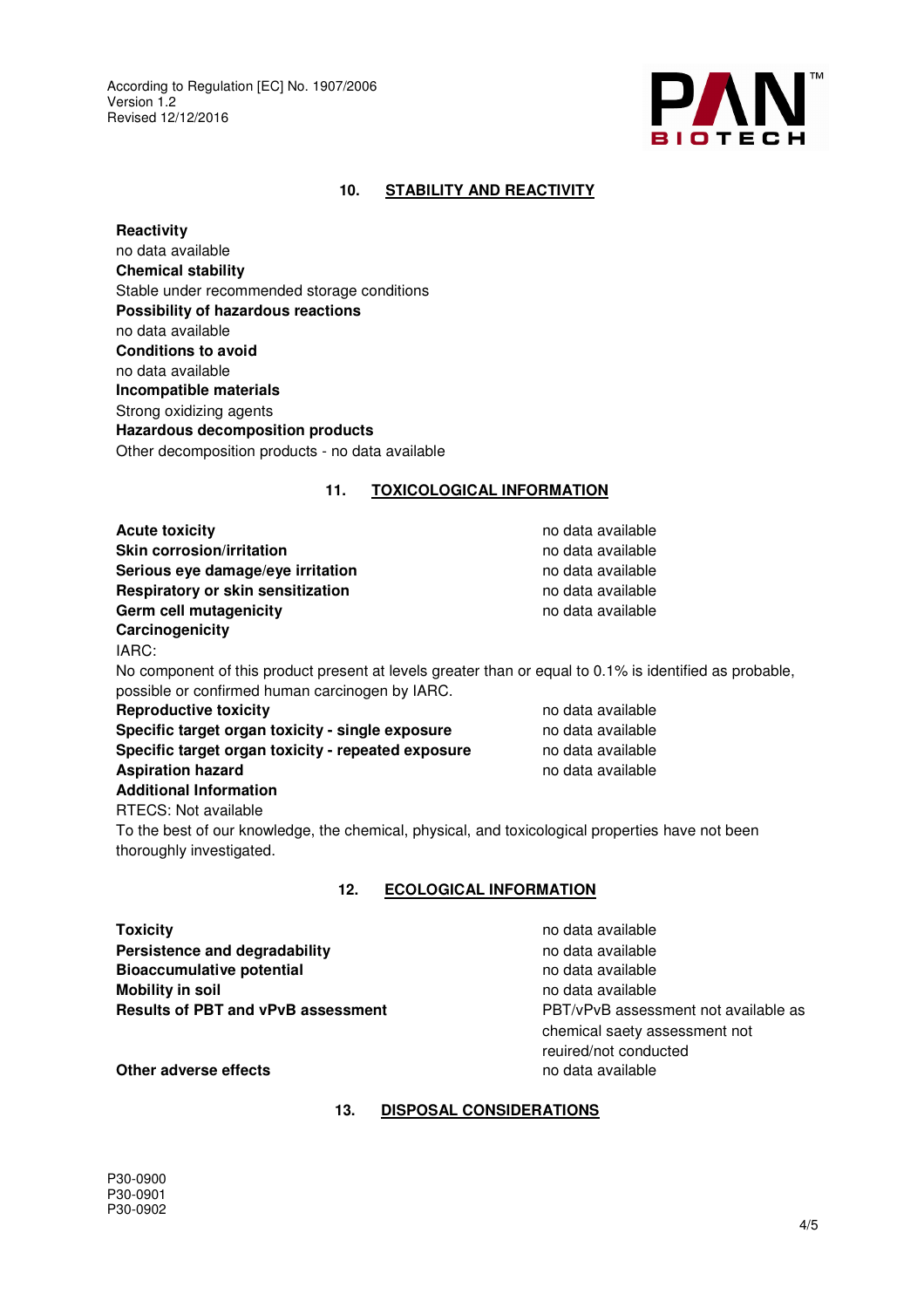## 10. STABILITY AND REACTIVITY

**Reactivity**
no data available

**Chemical stability**
Stable under recommended storage conditions

**Possibility of hazardous reactions**
no data available

**Conditions to avoid**
no data available

**Incompatible materials**
Strong oxidizing agents

**Hazardous decomposition products**
Other decomposition products - no data available

## 11. TOXICOLOGICAL INFORMATION

| | |
|---|---|
| **Acute toxicity** | no data available |
| **Skin corrosion/irritation** | no data available |
| **Serious eye damage/eye irritation** | no data available |
| **Respiratory or skin sensitization** | no data available |
| **Germ cell mutagenicity** | no data available |

**Carcinogenicity**
IARC:
No component of this product present at levels greater than or equal to 0.1% is identified as probable, possible or confirmed human carcinogen by IARC.

| | |
|---|---|
| **Reproductive toxicity** | no data available |
| **Specific target organ toxicity - single exposure** | no data available |
| **Specific target organ toxicity - repeated exposure** | no data available |
| **Aspiration hazard** | no data available |

**Additional Information**
RTECS: Not available
To the best of our knowledge, the chemical, physical, and toxicological properties have not been thoroughly investigated.

## 12. ECOLOGICAL INFORMATION

| | |
|---|---|
| **Toxicity** | no data available |
| **Persistence and degradability** | no data available |
| **Bioaccumulative potential** | no data available |
| **Mobility in soil** | no data available |
| **Results of PBT and vPvB assessment** | PBT/vPvB assessment not available as chemical saety assessment not reuired/not conducted |
| **Other adverse effects** | no data available |

## 13. DISPOSAL CONSIDERATIONS

P30-0900
P30-0901
P30-0902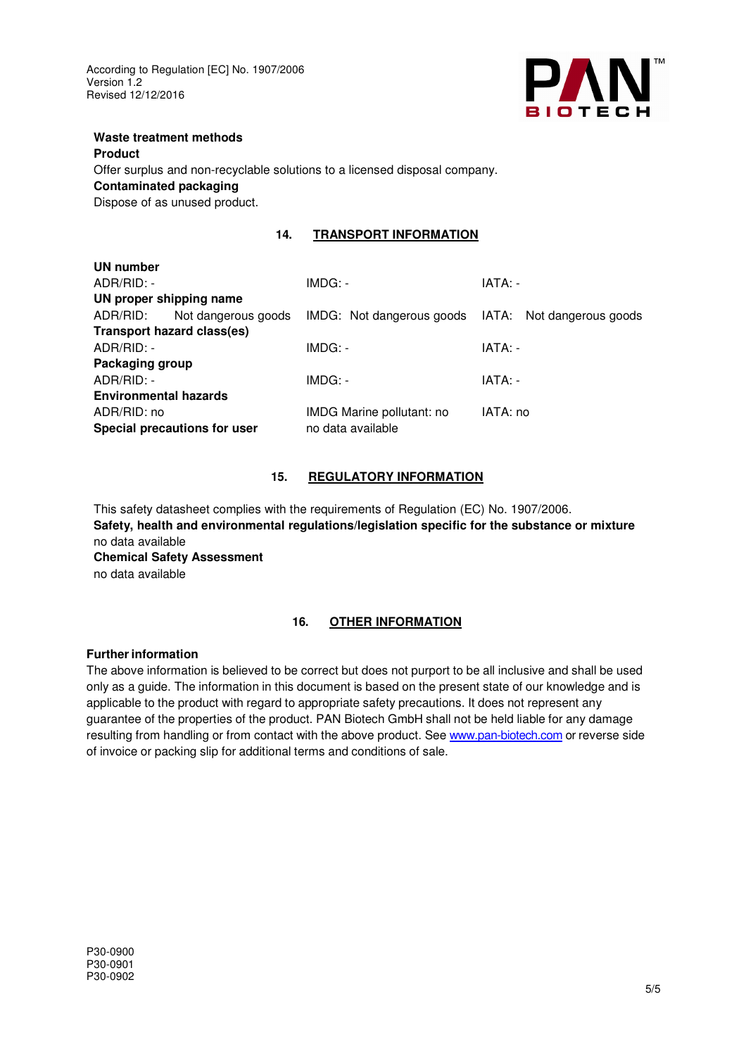**Waste treatment methods**

**Product**

Offer surplus and non-recyclable solutions to a licensed disposal company.

**Contaminated packaging**

Dispose of as unused product.

## 14. TRANSPORT INFORMATION

| | | |
|---|---|---|
| **UN number** | | |
| ADR/RID: - | IMDG: - | IATA: - |
| **UN proper shipping name** | | |
| ADR/RID: Not dangerous goods | IMDG: Not dangerous goods | IATA: Not dangerous goods |
| **Transport hazard class(es)** | | |
| ADR/RID: - | IMDG: - | IATA: - |
| **Packaging group** | | |
| ADR/RID: - | IMDG: - | IATA: - |
| **Environmental hazards** | | |
| ADR/RID: no | IMDG Marine pollutant: no | IATA: no |
| **Special precautions for user** | no data available | |

## 15. REGULATORY INFORMATION

This safety datasheet complies with the requirements of Regulation (EC) No. 1907/2006.

**Safety, health and environmental regulations/legislation specific for the substance or mixture**

no data available

**Chemical Safety Assessment**

no data available

## 16. OTHER INFORMATION

**Further information**

The above information is believed to be correct but does not purport to be all inclusive and shall be used only as a guide. The information in this document is based on the present state of our knowledge and is applicable to the product with regard to appropriate safety precautions. It does not represent any guarantee of the properties of the product. PAN Biotech GmbH shall not be held liable for any damage resulting from handling or from contact with the above product. See www.pan-biotech.com or reverse side of invoice or packing slip for additional terms and conditions of sale.